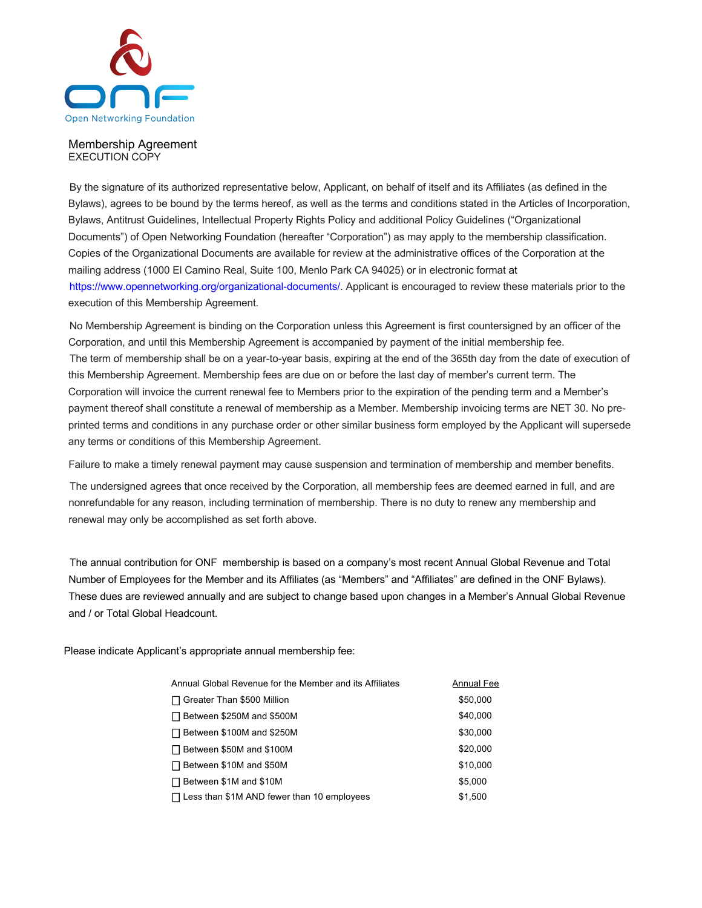Open Networking Foundation

# Membership Agreement

EXECUTION COPY

By the signature of its authorized representative below, Applicant, on behalf of itself and its Affiliates (as defined in the Bylaws), agrees to be bound by the terms hereof, as well as the terms and conditions stated in the Articles of Incorporation, Bylaws, Antitrust Guidelines, Intellectual Property Rights Policy and additional Policy Guidelines ("Organizational Documents") of Open Networking Foundation (hereafter "Corporation") as may apply to the membership classification. Copies of the Organizational Documents are available for review at the administrative offices of the Corporation at the mailing address (1000 El Camino Real, Suite 100, Menlo Park CA 94025) or in electronic format at https://www.opennetworking.org/organizational-documents/. Applicant is encouraged to review these materials prior to the execution of this Membership Agreement.

No Membership Agreement is binding on the Corporation unless this Agreement is first countersigned by an officer of the Corporation, and until this Membership Agreement is accompanied by payment of the initial membership fee. The term of membership shall be on a year-to-year basis, expiring at the end of the 365th day from the date of execution of this Membership Agreement. Membership fees are due on or before the last day of member's current term. The Corporation will invoice the current renewal fee to Members prior to the expiration of the pending term and a Member's payment thereof shall constitute a renewal of membership as a Member. Membership invoicing terms are NET 30. No pre-printed terms and conditions in any purchase order or other similar business form employed by the Applicant will supersede any terms or conditions of this Membership Agreement.

Failure to make a timely renewal payment may cause suspension and termination of membership and member benefits.

The undersigned agrees that once received by the Corporation, all membership fees are deemed earned in full, and are nonrefundable for any reason, including termination of membership. There is no duty to renew any membership and renewal may only be accomplished as set forth above.

The annual contribution for ONF membership is based on a company's most recent Annual Global Revenue and Total Number of Employees for the Member and its Affiliates (as "Members" and "Affiliates" are defined in the ONF Bylaws). These dues are reviewed annually and are subject to change based upon changes in a Member's Annual Global Revenue and / or Total Global Headcount.

Please indicate Applicant's appropriate annual membership fee:

| Annual Global Revenue for the Member and its Affiliates | Annual Fee |
|---|---|
| ☐ Greater Than $500 Million | $50,000 |
| ☐ Between $250M and $500M | $40,000 |
| ☐ Between $100M and $250M | $30,000 |
| ☐ Between $50M and $100M | $20,000 |
| ☐ Between $10M and $50M | $10,000 |
| ☐ Between $1M and $10M | $5,000 |
| ☐ Less than $1M AND fewer than 10 employees | $1,500 |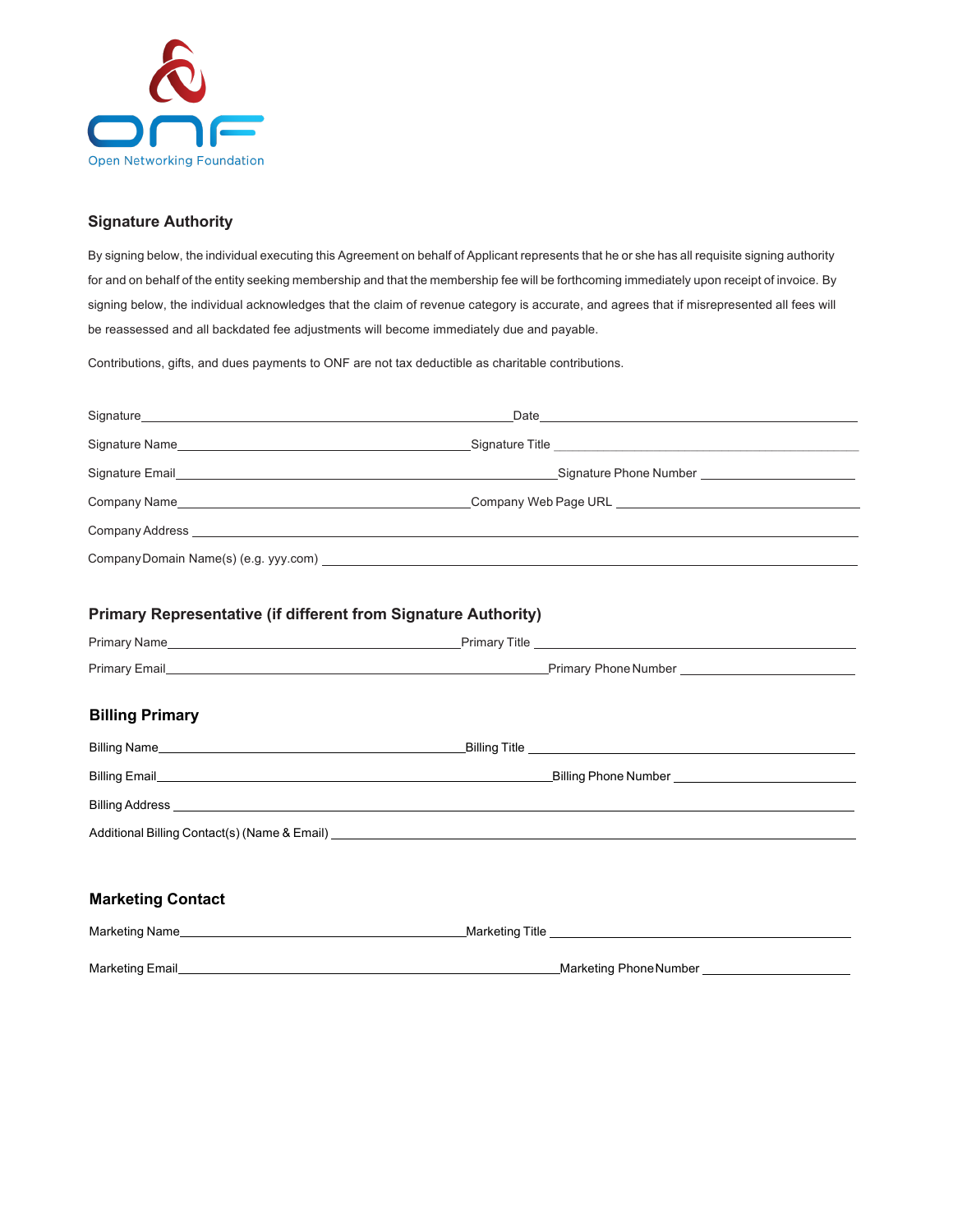Open Networking Foundation

## Signature Authority

By signing below, the individual executing this Agreement on behalf of Applicant represents that he or she has all requisite signing authority for and on behalf of the entity seeking membership and that the membership fee will be forthcoming immediately upon receipt of invoice. By signing below, the individual acknowledges that the claim of revenue category is accurate, and agrees that if misrepresented all fees will be reassessed and all backdated fee adjustments will become immediately due and payable.

Contributions, gifts, and dues payments to ONF are not tax deductible as charitable contributions.

Signature\_\_\_\_\_\_\_\_\_\_\_\_\_\_\_\_\_\_\_\_\_\_\_\_\_\_\_\_\_\_\_\_\_\_\_\_\_\_\_\_\_\_\_\_ Date\_\_\_\_\_\_\_\_\_\_\_\_\_\_\_\_\_\_\_\_\_\_\_\_\_\_\_\_\_\_\_\_\_\_\_\_\_\_\_\_

Signature Name\_\_\_\_\_\_\_\_\_\_\_\_\_\_\_\_\_\_\_\_\_\_\_\_\_\_\_\_\_\_\_\_\_\_\_\_ Signature Title \_\_\_\_\_\_\_\_\_\_\_\_\_\_\_\_\_\_\_\_\_\_\_\_\_\_\_\_\_\_\_\_\_\_\_

Signature Email\_\_\_\_\_\_\_\_\_\_\_\_\_\_\_\_\_\_\_\_\_\_\_\_\_\_\_\_\_\_\_\_\_\_\_\_\_\_\_\_\_\_\_\_ Signature Phone Number \_\_\_\_\_\_\_\_\_\_\_\_\_\_\_\_\_\_\_

Company Name\_\_\_\_\_\_\_\_\_\_\_\_\_\_\_\_\_\_\_\_\_\_\_\_\_\_\_\_\_\_\_\_\_\_\_\_ Company Web Page URL \_\_\_\_\_\_\_\_\_\_\_\_\_\_\_\_\_\_\_\_\_\_\_\_\_\_\_\_\_\_

Company Address \_\_\_\_\_\_\_\_\_\_\_\_\_\_\_\_\_\_\_\_\_\_\_\_\_\_\_\_\_\_\_\_\_\_\_\_\_\_\_\_\_\_\_\_\_\_\_\_\_\_\_\_\_\_\_\_\_\_\_\_\_\_\_\_\_\_\_\_\_\_\_\_\_\_\_\_\_\_\_\_

Company Domain Name(s) (e.g. yyy.com) \_\_\_\_\_\_\_\_\_\_\_\_\_\_\_\_\_\_\_\_\_\_\_\_\_\_\_\_\_\_\_\_\_\_\_\_\_\_\_\_\_\_\_\_\_\_\_\_\_\_\_\_\_\_\_\_\_\_\_\_\_\_\_\_

## Primary Representative (if different from Signature Authority)

Primary Name\_\_\_\_\_\_\_\_\_\_\_\_\_\_\_\_\_\_\_\_\_\_\_\_\_\_\_\_\_\_\_\_\_\_\_\_ Primary Title \_\_\_\_\_\_\_\_\_\_\_\_\_\_\_\_\_\_\_\_\_\_\_\_\_\_\_\_\_\_\_\_\_\_\_\_\_\_

Primary Email\_\_\_\_\_\_\_\_\_\_\_\_\_\_\_\_\_\_\_\_\_\_\_\_\_\_\_\_\_\_\_\_\_\_\_\_\_\_\_\_\_\_\_\_\_\_ Primary Phone Number \_\_\_\_\_\_\_\_\_\_\_\_\_\_\_\_\_\_\_\_\_

## Billing Primary

Billing Name\_\_\_\_\_\_\_\_\_\_\_\_\_\_\_\_\_\_\_\_\_\_\_\_\_\_\_\_\_\_\_\_\_\_\_\_\_\_ Billing Title \_\_\_\_\_\_\_\_\_\_\_\_\_\_\_\_\_\_\_\_\_\_\_\_\_\_\_\_\_\_\_\_\_\_\_\_\_\_\_\_

Billing Email\_\_\_\_\_\_\_\_\_\_\_\_\_\_\_\_\_\_\_\_\_\_\_\_\_\_\_\_\_\_\_\_\_\_\_\_\_\_\_\_\_\_\_\_\_\_\_\_ Billing Phone Number \_\_\_\_\_\_\_\_\_\_\_\_\_\_\_\_\_\_\_\_\_\_

Billing Address \_\_\_\_\_\_\_\_\_\_\_\_\_\_\_\_\_\_\_\_\_\_\_\_\_\_\_\_\_\_\_\_\_\_\_\_\_\_\_\_\_\_\_\_\_\_\_\_\_\_\_\_\_\_\_\_\_\_\_\_\_\_\_\_\_\_\_\_\_\_\_\_\_\_\_\_\_\_\_\_\_\_

Additional Billing Contact(s) (Name & Email) \_\_\_\_\_\_\_\_\_\_\_\_\_\_\_\_\_\_\_\_\_\_\_\_\_\_\_\_\_\_\_\_\_\_\_\_\_\_\_\_\_\_\_\_\_\_\_\_\_\_\_\_\_\_\_\_\_\_\_\_

## Marketing Contact

Marketing Name\_\_\_\_\_\_\_\_\_\_\_\_\_\_\_\_\_\_\_\_\_\_\_\_\_\_\_\_\_\_\_\_\_\_\_\_ Marketing Title \_\_\_\_\_\_\_\_\_\_\_\_\_\_\_\_\_\_\_\_\_\_\_\_\_\_\_\_\_\_\_\_\_\_\_\_\_\_

Marketing Email\_\_\_\_\_\_\_\_\_\_\_\_\_\_\_\_\_\_\_\_\_\_\_\_\_\_\_\_\_\_\_\_\_\_\_\_\_\_\_\_\_\_\_\_\_\_ Marketing Phone Number \_\_\_\_\_\_\_\_\_\_\_\_\_\_\_\_\_\_\_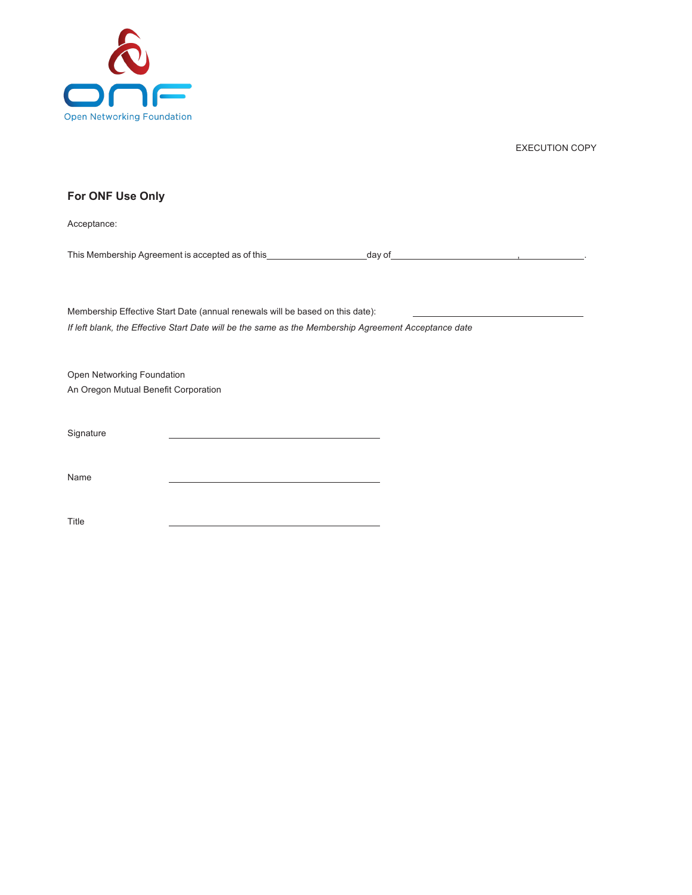Open Networking Foundation

EXECUTION COPY

## For ONF Use Only

Acceptance:

This Membership Agreement is accepted as of this\_\_\_\_\_\_\_\_\_\_\_\_\_\_\_\_\_\_\_\_day of\_\_\_\_\_\_\_\_\_\_\_\_\_\_\_\_\_\_\_\_\_\_\_\_\_\_\_\_, \_\_\_\_\_\_\_\_\_\_\_\_\_\_.

Membership Effective Start Date (annual renewals will be based on this date): \_\_\_\_\_\_\_\_\_\_\_\_\_\_\_\_\_\_\_\_\_\_\_\_\_\_\_\_\_\_\_\_\_\_

*If left blank, the Effective Start Date will be the same as the Membership Agreement Acceptance date*

Open Networking Foundation
An Oregon Mutual Benefit Corporation

Signature \_\_\_\_\_\_\_\_\_\_\_\_\_\_\_\_\_\_\_\_\_\_\_\_\_\_\_\_\_\_\_\_\_\_\_\_\_\_\_\_\_\_

Name \_\_\_\_\_\_\_\_\_\_\_\_\_\_\_\_\_\_\_\_\_\_\_\_\_\_\_\_\_\_\_\_\_\_\_\_\_\_\_\_\_\_

Title \_\_\_\_\_\_\_\_\_\_\_\_\_\_\_\_\_\_\_\_\_\_\_\_\_\_\_\_\_\_\_\_\_\_\_\_\_\_\_\_\_\_